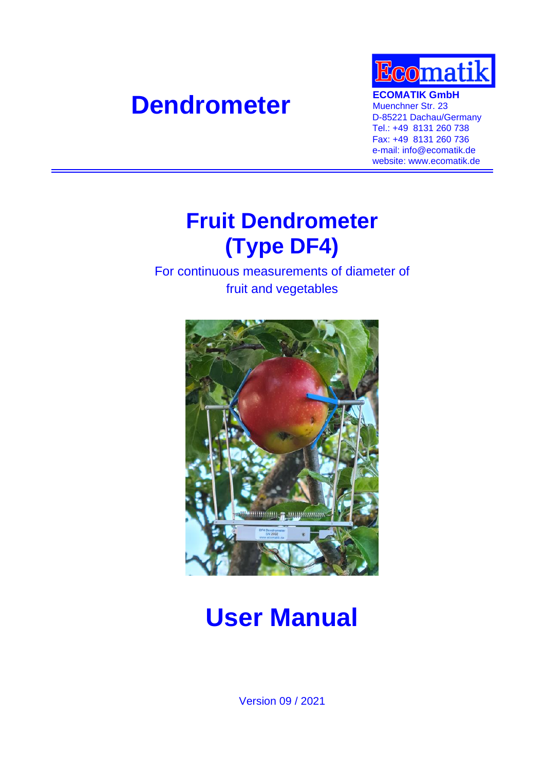# Dendrometer

**ECOMATIK GmbH**
Muenchner Str. 23
D-85221 Dachau/Germany
Tel.: +49 8131 260 738
Fax: +49 8131 260 736
e-mail: info@ecomatik.de
website: www.ecomatik.de

# Fruit Dendrometer (Type DF4)

For continuous measurements of diameter of fruit and vegetables

# User Manual

Version 09 / 2021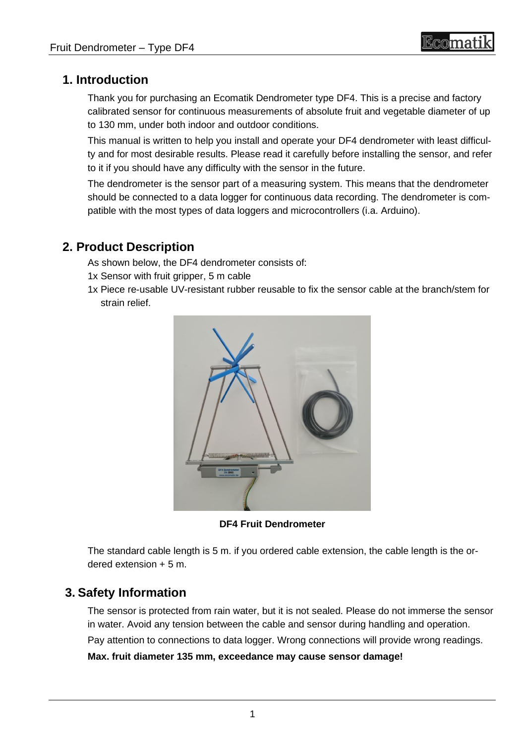## 1. Introduction

Thank you for purchasing an Ecomatik Dendrometer type DF4. This is a precise and factory calibrated sensor for continuous measurements of absolute fruit and vegetable diameter of up to 130 mm, under both indoor and outdoor conditions.

This manual is written to help you install and operate your DF4 dendrometer with least difficulty and for most desirable results. Please read it carefully before installing the sensor, and refer to it if you should have any difficulty with the sensor in the future.

The dendrometer is the sensor part of a measuring system. This means that the dendrometer should be connected to a data logger for continuous data recording. The dendrometer is compatible with the most types of data loggers and microcontrollers (i.a. Arduino).

## 2. Product Description

As shown below, the DF4 dendrometer consists of:

1x Sensor with fruit gripper, 5 m cable

1x Piece re-usable UV-resistant rubber reusable to fix the sensor cable at the branch/stem for strain relief.

**DF4 Fruit Dendrometer**

The standard cable length is 5 m. if you ordered cable extension, the cable length is the ordered extension + 5 m.

## 3. Safety Information

The sensor is protected from rain water, but it is not sealed. Please do not immerse the sensor in water. Avoid any tension between the cable and sensor during handling and operation.

Pay attention to connections to data logger. Wrong connections will provide wrong readings.

**Max. fruit diameter 135 mm, exceedance may cause sensor damage!**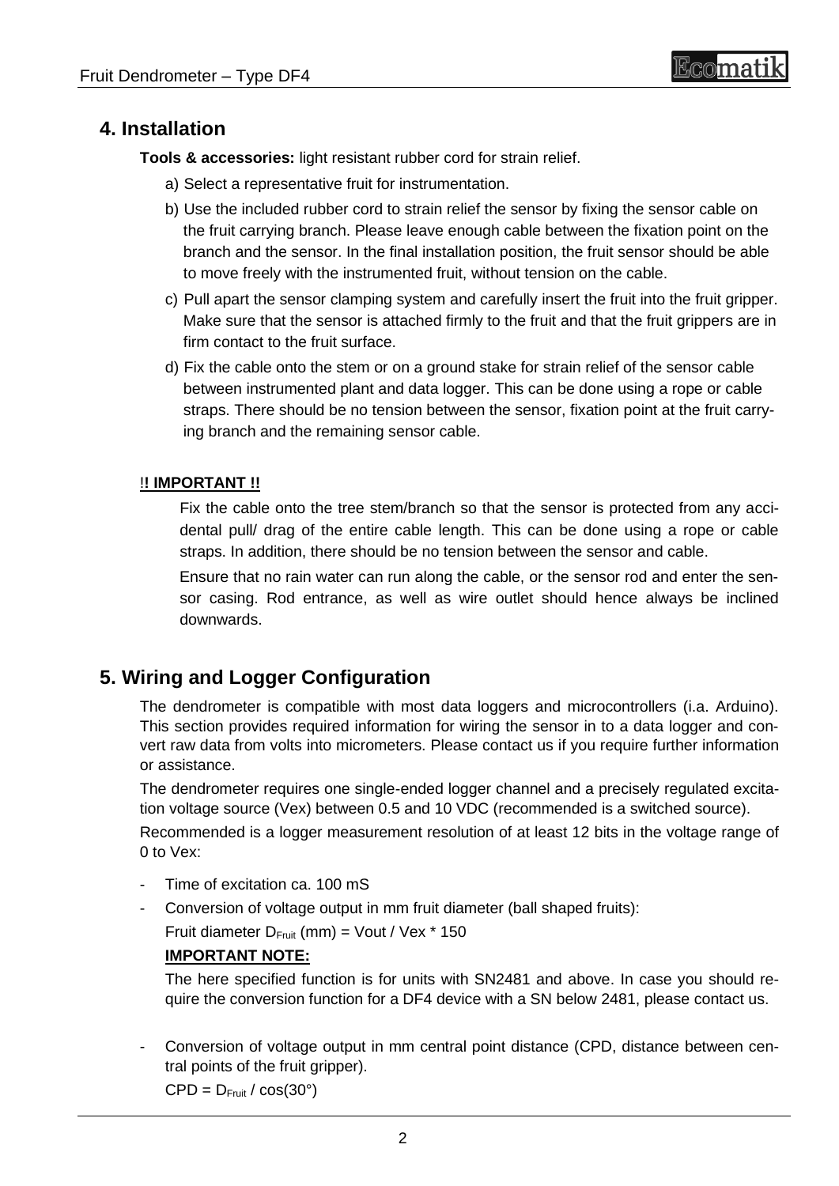## 4. Installation

**Tools & accessories:** light resistant rubber cord for strain relief.

a) Select a representative fruit for instrumentation.

b) Use the included rubber cord to strain relief the sensor by fixing the sensor cable on the fruit carrying branch. Please leave enough cable between the fixation point on the branch and the sensor. In the final installation position, the fruit sensor should be able to move freely with the instrumented fruit, without tension on the cable.

c) Pull apart the sensor clamping system and carefully insert the fruit into the fruit gripper. Make sure that the sensor is attached firmly to the fruit and that the fruit grippers are in firm contact to the fruit surface.

d) Fix the cable onto the stem or on a ground stake for strain relief of the sensor cable between instrumented plant and data logger. This can be done using a rope or cable straps. There should be no tension between the sensor, fixation point at the fruit carrying branch and the remaining sensor cable.

**!! IMPORTANT !!**

Fix the cable onto the tree stem/branch so that the sensor is protected from any accidental pull/ drag of the entire cable length. This can be done using a rope or cable straps. In addition, there should be no tension between the sensor and cable.

Ensure that no rain water can run along the cable, or the sensor rod and enter the sensor casing. Rod entrance, as well as wire outlet should hence always be inclined downwards.

## 5. Wiring and Logger Configuration

The dendrometer is compatible with most data loggers and microcontrollers (i.a. Arduino). This section provides required information for wiring the sensor in to a data logger and convert raw data from volts into micrometers. Please contact us if you require further information or assistance.

The dendrometer requires one single-ended logger channel and a precisely regulated excitation voltage source (Vex) between 0.5 and 10 VDC (recommended is a switched source).

Recommended is a logger measurement resolution of at least 12 bits in the voltage range of 0 to Vex:

- Time of excitation ca. 100 mS
- Conversion of voltage output in mm fruit diameter (ball shaped fruits):

  Fruit diameter $D_{Fruit}$ (mm) = Vout / Vex * 150

  **IMPORTANT NOTE:**

  The here specified function is for units with SN2481 and above. In case you should require the conversion function for a DF4 device with a SN below 2481, please contact us.

- Conversion of voltage output in mm central point distance (CPD, distance between central points of the fruit gripper).

  $CPD = D_{Fruit} / \cos(30°)$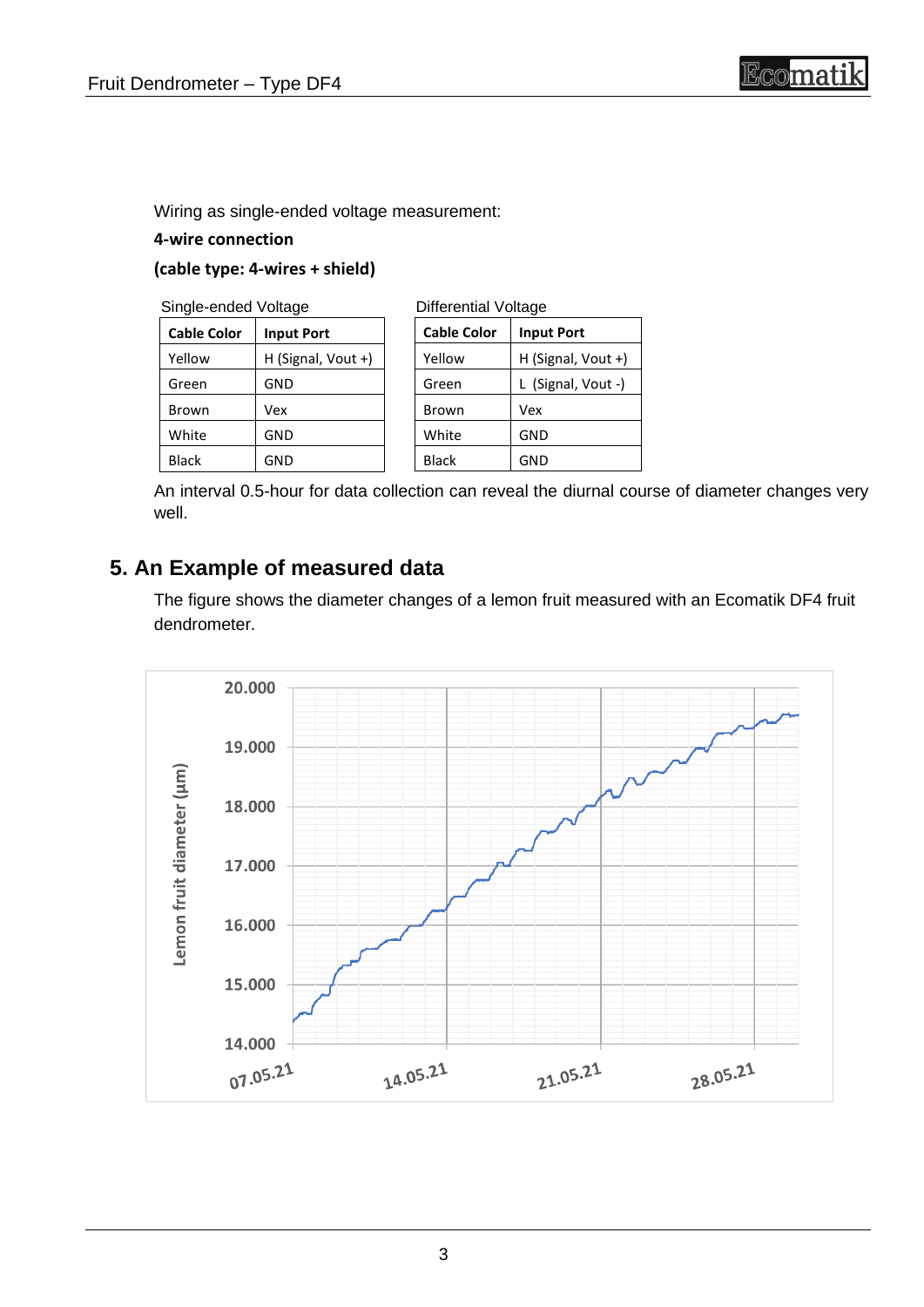Wiring as single-ended voltage measurement:

**4-wire connection**

**(cable type: 4-wires + shield)**

Single-ended Voltage

| Cable Color | Input Port |
|---|---|
| Yellow | H (Signal, Vout +) |
| Green | GND |
| Brown | Vex |
| White | GND |
| Black | GND |

Differential Voltage

| Cable Color | Input Port |
|---|---|
| Yellow | H (Signal, Vout +) |
| Green | L (Signal, Vout -) |
| Brown | Vex |
| White | GND |
| Black | GND |

An interval 0.5-hour for data collection can reveal the diurnal course of diameter changes very well.

## 5. An Example of measured data

The figure shows the diameter changes of a lemon fruit measured with an Ecomatik DF4 fruit dendrometer.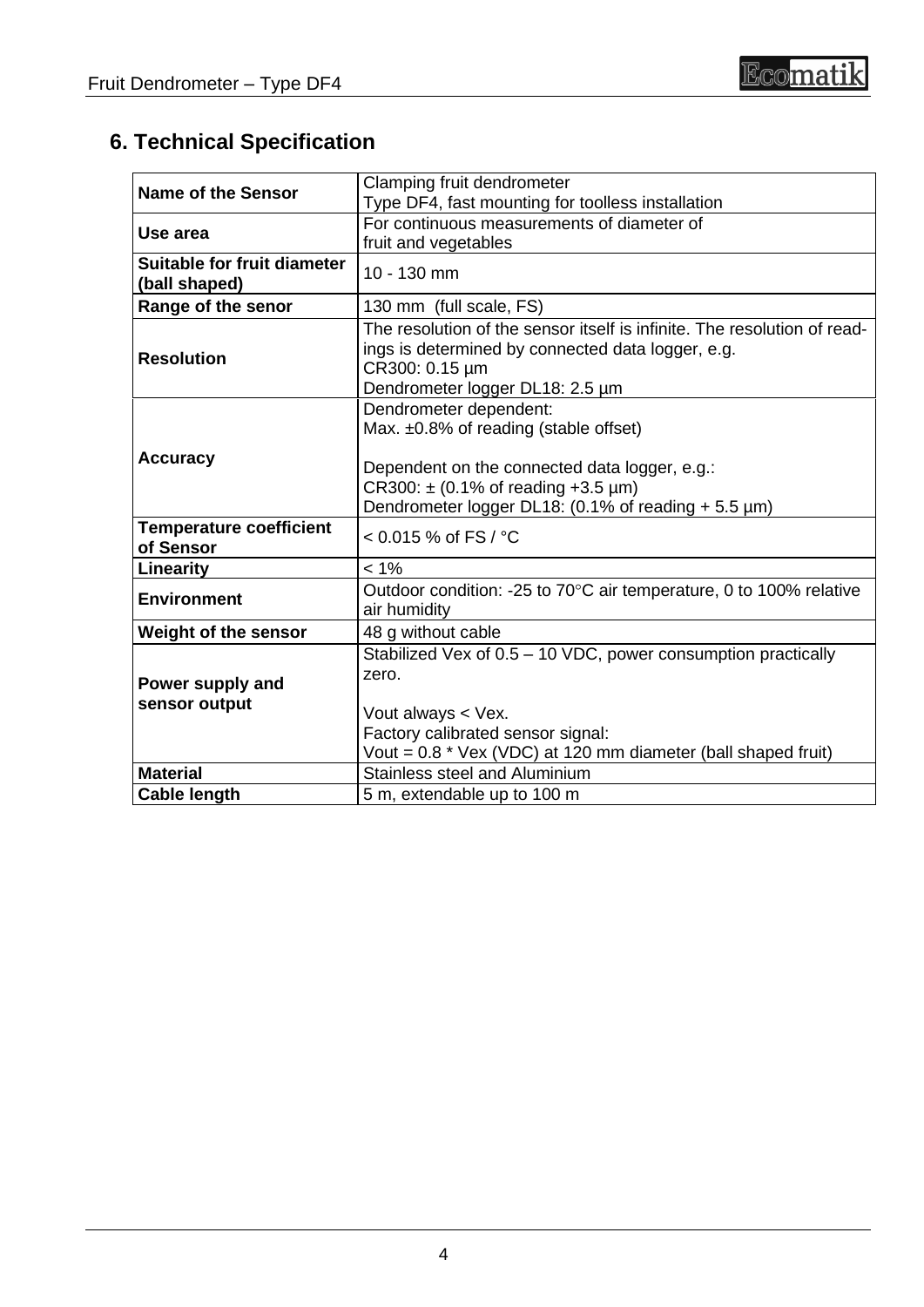## 6. Technical Specification

| | |
|---|---|
| **Name of the Sensor** | Clamping fruit dendrometer<br>Type DF4, fast mounting for toolless installation |
| **Use area** | For continuous measurements of diameter of<br>fruit and vegetables |
| **Suitable for fruit diameter (ball shaped)** | 10 - 130 mm |
| **Range of the senor** | 130 mm (full scale, FS) |
| **Resolution** | The resolution of the sensor itself is infinite. The resolution of readings is determined by connected data logger, e.g.<br>CR300: 0.15 µm<br>Dendrometer logger DL18: 2.5 µm |
| **Accuracy** | Dendrometer dependent:<br>Max. ±0.8% of reading (stable offset)<br><br>Dependent on the connected data logger, e.g.:<br>CR300: ± (0.1% of reading +3.5 µm)<br>Dendrometer logger DL18: (0.1% of reading + 5.5 µm) |
| **Temperature coefficient of Sensor** | < 0.015 % of FS / °C |
| **Linearity** | < 1% |
| **Environment** | Outdoor condition: -25 to 70°C air temperature, 0 to 100% relative air humidity |
| **Weight of the sensor** | 48 g without cable |
| **Power supply and sensor output** | Stabilized Vex of 0.5 – 10 VDC, power consumption practically zero.<br><br>Vout always < Vex.<br>Factory calibrated sensor signal:<br>Vout = 0.8 * Vex (VDC) at 120 mm diameter (ball shaped fruit) |
| **Material** | Stainless steel and Aluminium |
| **Cable length** | 5 m, extendable up to 100 m |